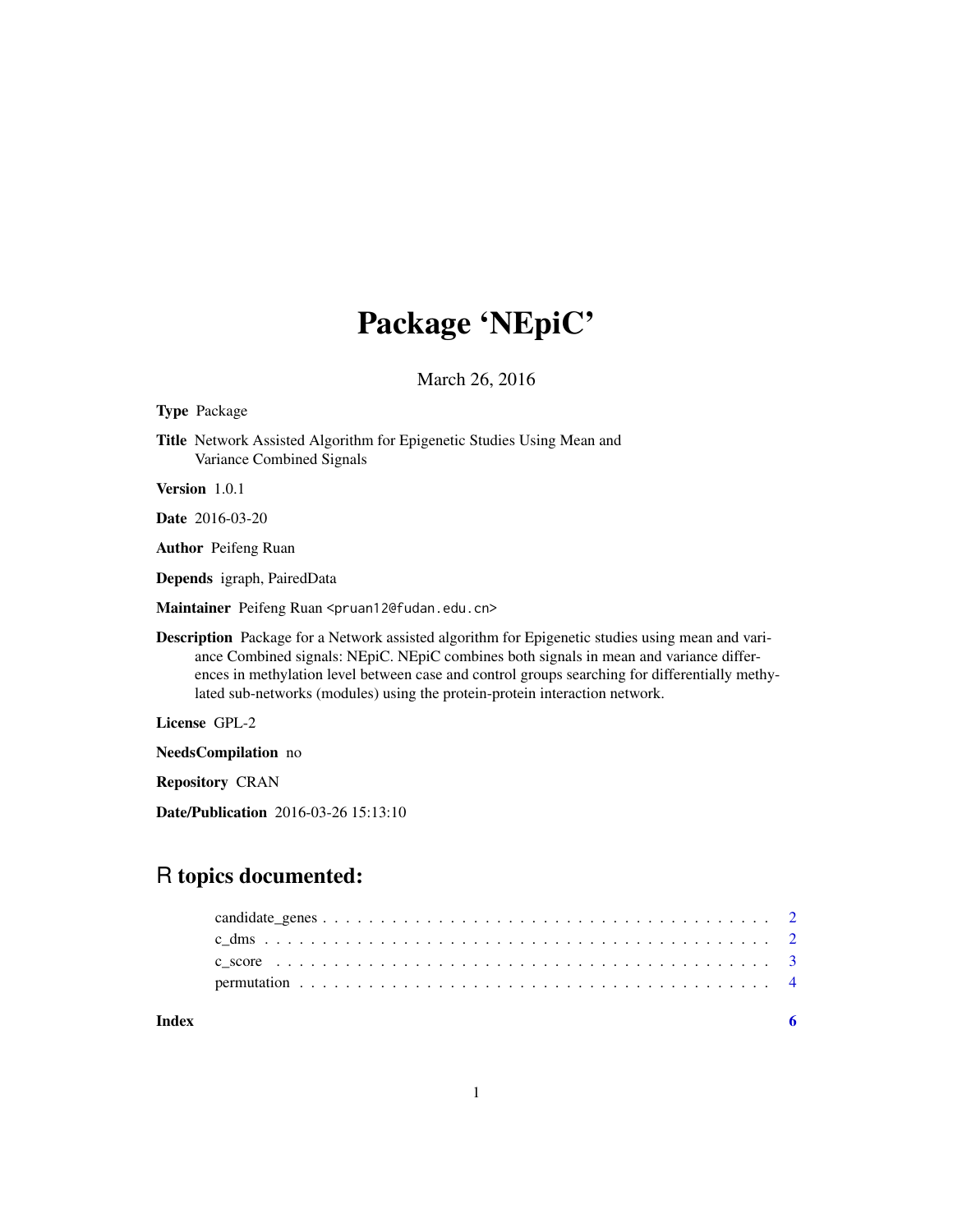# Package 'NEpiC'

March 26, 2016

**Type** Package

**Title** Network Assisted Algorithm for Epigenetic Studies Using Mean and Variance Combined Signals

**Version** 1.0.1

**Date** 2016-03-20

**Author** Peifeng Ruan

**Depends** igraph, PairedData

**Maintainer** Peifeng Ruan <pruan12@fudan.edu.cn>

**Description** Package for a Network assisted algorithm for Epigenetic studies using mean and variance Combined signals: NEpiC. NEpiC combines both signals in mean and variance differences in methylation level between case and control groups searching for differentially methylated sub-networks (modules) using the protein-protein interaction network.

**License** GPL-2

**NeedsCompilation** no

**Repository** CRAN

**Date/Publication** 2016-03-26 15:13:10

## R topics documented:

candidate_genes . . . . . . . . . . . . . . . . . . . . . . . . . . . . . . . . . . . . . . 2
c_dms . . . . . . . . . . . . . . . . . . . . . . . . . . . . . . . . . . . . . . . . . . . 2
c_score . . . . . . . . . . . . . . . . . . . . . . . . . . . . . . . . . . . . . . . . . . 3
permutation . . . . . . . . . . . . . . . . . . . . . . . . . . . . . . . . . . . . . . . . 4

**Index** 6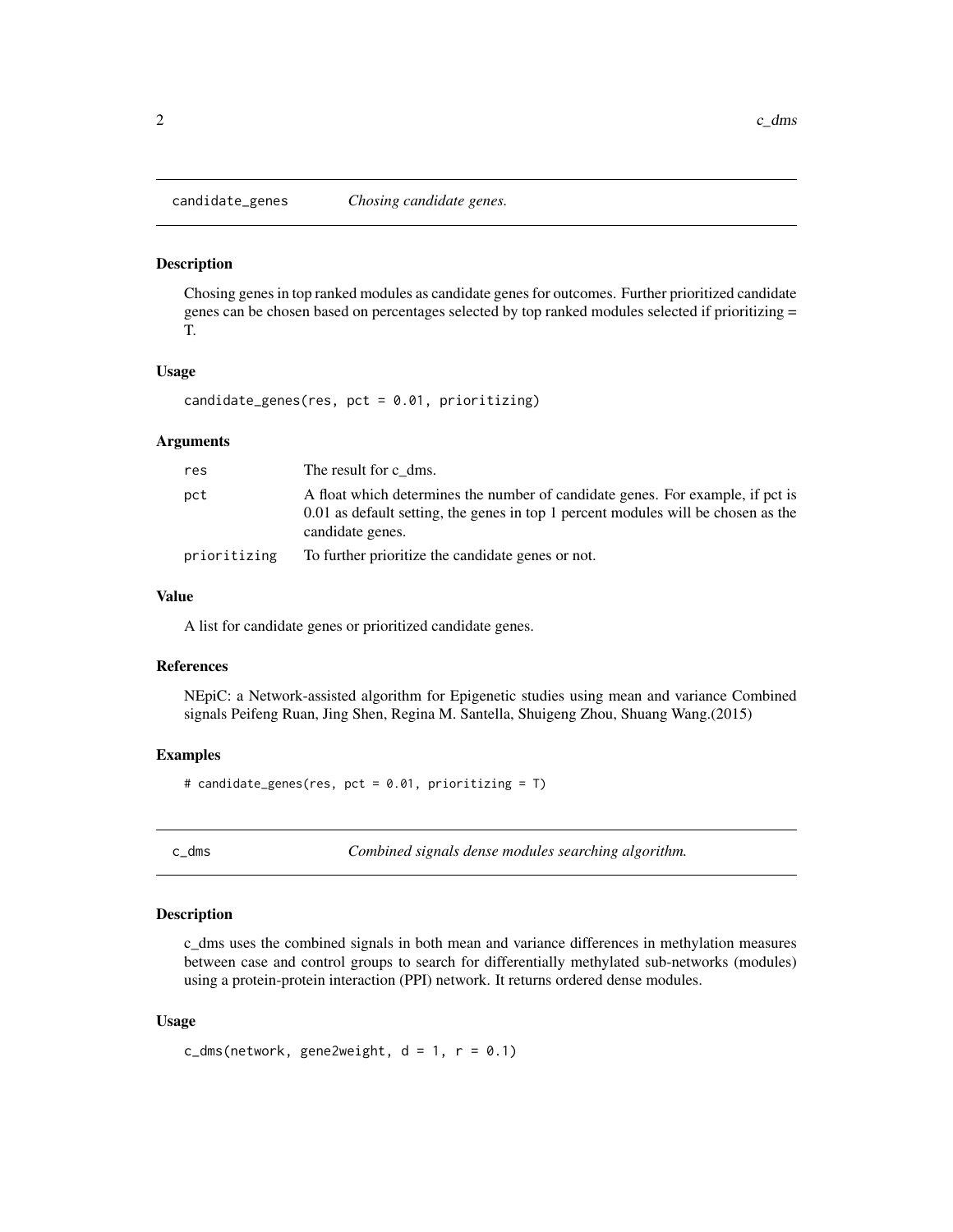## candidate_genes *Chosing candidate genes.*

### Description

Chosing genes in top ranked modules as candidate genes for outcomes. Further prioritized candidate genes can be chosen based on percentages selected by top ranked modules selected if prioritizing = T.

### Usage

```
candidate_genes(res, pct = 0.01, prioritizing)
```

### Arguments

| | |
|---|---|
| res | The result for c_dms. |
| pct | A float which determines the number of candidate genes. For example, if pct is 0.01 as default setting, the genes in top 1 percent modules will be chosen as the candidate genes. |
| prioritizing | To further prioritize the candidate genes or not. |

### Value

A list for candidate genes or prioritized candidate genes.

### References

NEpiC: a Network-assisted algorithm for Epigenetic studies using mean and variance Combined signals Peifeng Ruan, Jing Shen, Regina M. Santella, Shuigeng Zhou, Shuang Wang.(2015)

### Examples

```
# candidate_genes(res, pct = 0.01, prioritizing = T)
```

## c_dms *Combined signals dense modules searching algorithm.*

### Description

c_dms uses the combined signals in both mean and variance differences in methylation measures between case and control groups to search for differentially methylated sub-networks (modules) using a protein-protein interaction (PPI) network. It returns ordered dense modules.

### Usage

```
c_dms(network, gene2weight, d = 1, r = 0.1)
```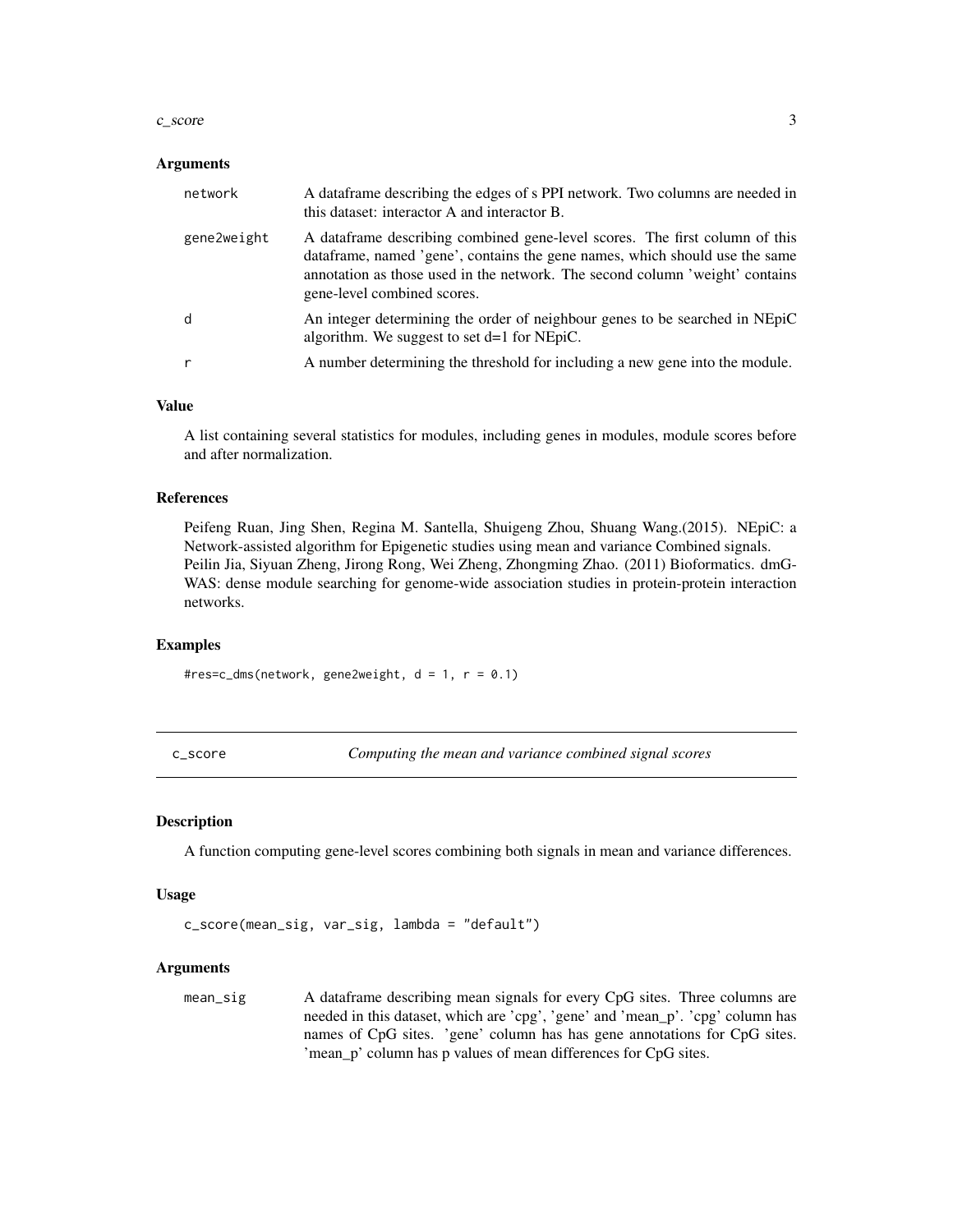### Arguments

| | |
|---|---|
| network | A dataframe describing the edges of s PPI network. Two columns are needed in this dataset: interactor A and interactor B. |
| gene2weight | A dataframe describing combined gene-level scores. The first column of this dataframe, named 'gene', contains the gene names, which should use the same annotation as those used in the network. The second column 'weight' contains gene-level combined scores. |
| d | An integer determining the order of neighbour genes to be searched in NEpiC algorithm. We suggest to set d=1 for NEpiC. |
| r | A number determining the threshold for including a new gene into the module. |

### Value

A list containing several statistics for modules, including genes in modules, module scores before and after normalization.

### References

Peifeng Ruan, Jing Shen, Regina M. Santella, Shuigeng Zhou, Shuang Wang.(2015). NEpiC: a Network-assisted algorithm for Epigenetic studies using mean and variance Combined signals.
Peilin Jia, Siyuan Zheng, Jirong Rong, Wei Zheng, Zhongming Zhao. (2011) Bioformatics. dmGWAS: dense module searching for genome-wide association studies in protein-protein interaction networks.

### Examples

```
#res=c_dms(network, gene2weight, d = 1, r = 0.1)
```

---

## c_score    *Computing the mean and variance combined signal scores*

### Description

A function computing gene-level scores combining both signals in mean and variance differences.

### Usage

```
c_score(mean_sig, var_sig, lambda = "default")
```

### Arguments

| | |
|---|---|
| mean_sig | A dataframe describing mean signals for every CpG sites. Three columns are needed in this dataset, which are 'cpg', 'gene' and 'mean_p'. 'cpg' column has names of CpG sites. 'gene' column has has gene annotations for CpG sites. 'mean_p' column has p values of mean differences for CpG sites. |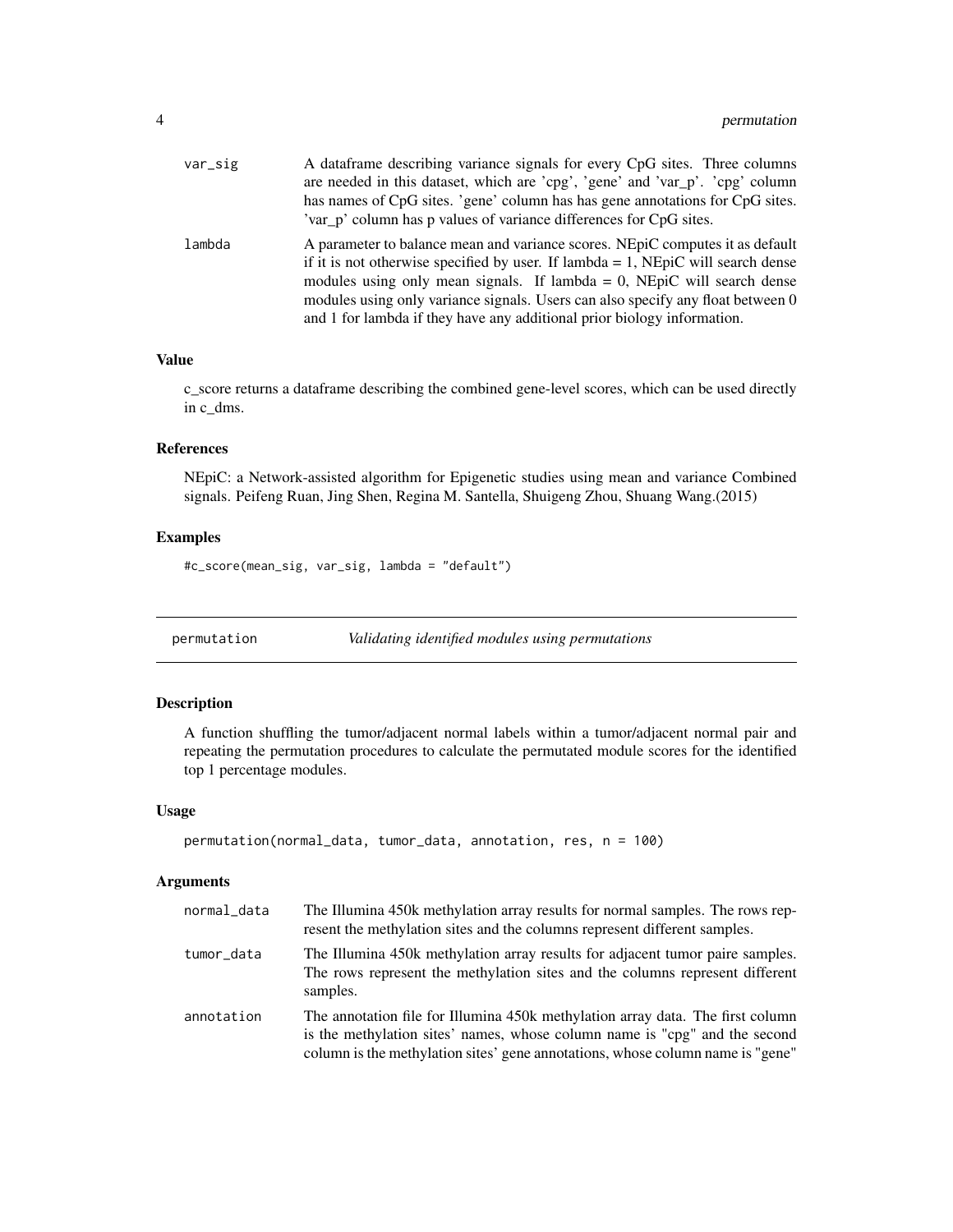| | |
|---|---|
| var_sig | A dataframe describing variance signals for every CpG sites. Three columns are needed in this dataset, which are 'cpg', 'gene' and 'var_p'. 'cpg' column has names of CpG sites. 'gene' column has has gene annotations for CpG sites. 'var_p' column has p values of variance differences for CpG sites. |
| lambda | A parameter to balance mean and variance scores. NEpiC computes it as default if it is not otherwise specified by user. If lambda = 1, NEpiC will search dense modules using only mean signals. If lambda = 0, NEpiC will search dense modules using only variance signals. Users can also specify any float between 0 and 1 for lambda if they have any additional prior biology information. |

### Value

c_score returns a dataframe describing the combined gene-level scores, which can be used directly in c_dms.

### References

NEpiC: a Network-assisted algorithm for Epigenetic studies using mean and variance Combined signals. Peifeng Ruan, Jing Shen, Regina M. Santella, Shuigeng Zhou, Shuang Wang.(2015)

### Examples

```
#c_score(mean_sig, var_sig, lambda = "default")
```

---

## permutation — *Validating identified modules using permutations*

---

### Description

A function shuffling the tumor/adjacent normal labels within a tumor/adjacent normal pair and repeating the permutation procedures to calculate the permutated module scores for the identified top 1 percentage modules.

### Usage

```
permutation(normal_data, tumor_data, annotation, res, n = 100)
```

### Arguments

| | |
|---|---|
| normal_data | The Illumina 450k methylation array results for normal samples. The rows represent the methylation sites and the columns represent different samples. |
| tumor_data | The Illumina 450k methylation array results for adjacent tumor paire samples. The rows represent the methylation sites and the columns represent different samples. |
| annotation | The annotation file for Illumina 450k methylation array data. The first column is the methylation sites' names, whose column name is "cpg" and the second column is the methylation sites' gene annotations, whose column name is "gene" |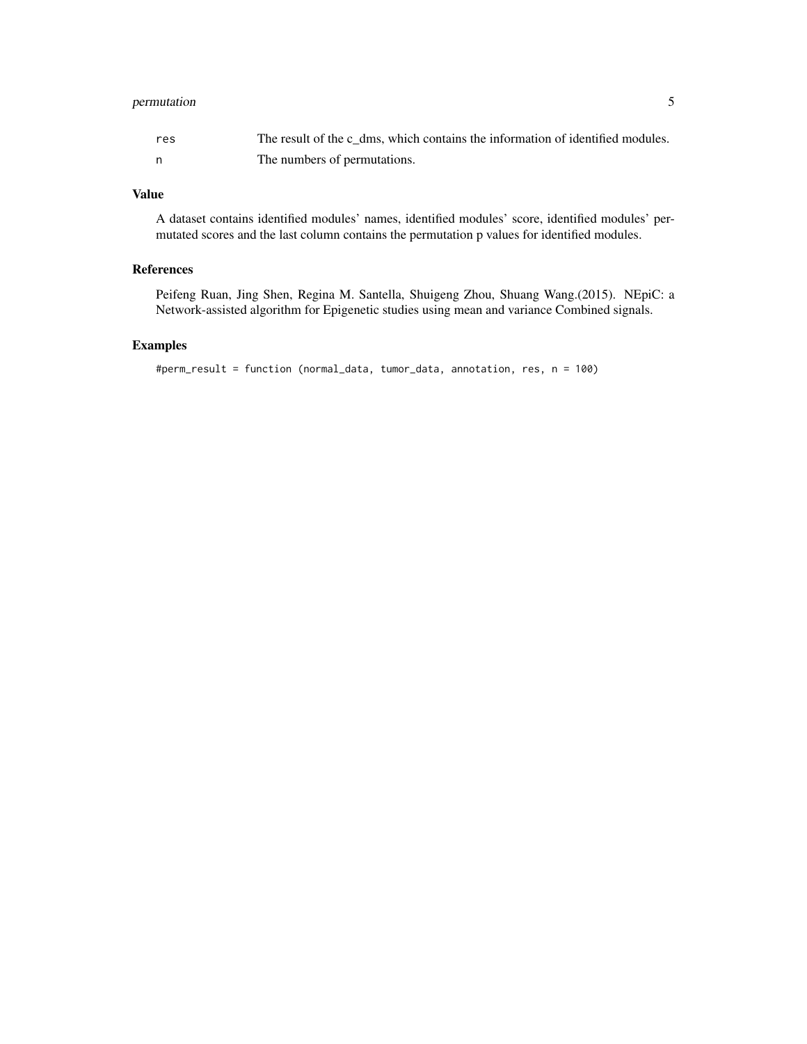| | |
|---|---|
| res | The result of the c_dms, which contains the information of identified modules. |
| n | The numbers of permutations. |

## Value

A dataset contains identified modules' names, identified modules' score, identified modules' permutated scores and the last column contains the permutation p values for identified modules.

## References

Peifeng Ruan, Jing Shen, Regina M. Santella, Shuigeng Zhou, Shuang Wang.(2015). NEpiC: a Network-assisted algorithm for Epigenetic studies using mean and variance Combined signals.

## Examples

```
#perm_result = function (normal_data, tumor_data, annotation, res, n = 100)
```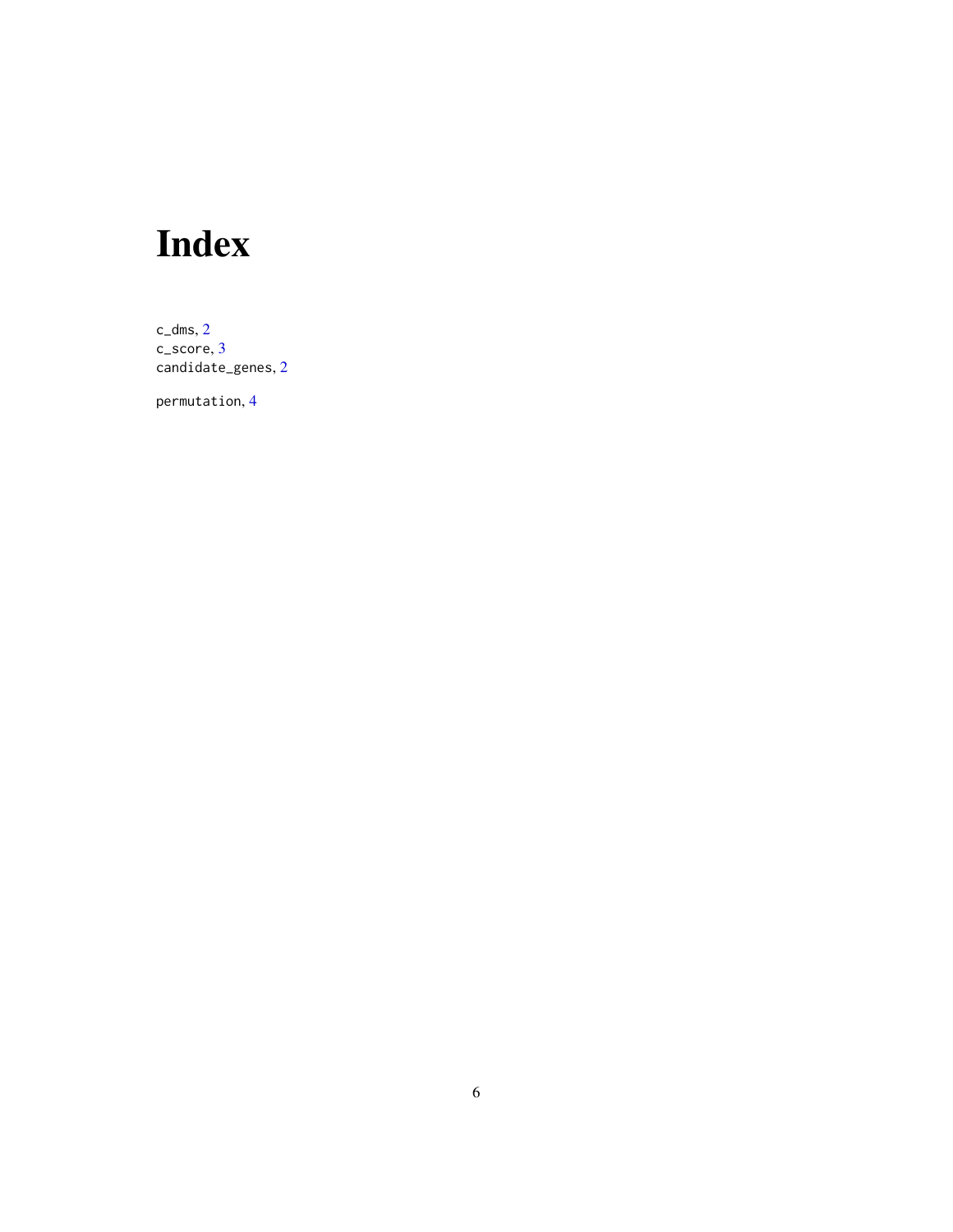# Index

c_dms, 2
c_score, 3
candidate_genes, 2

permutation, 4